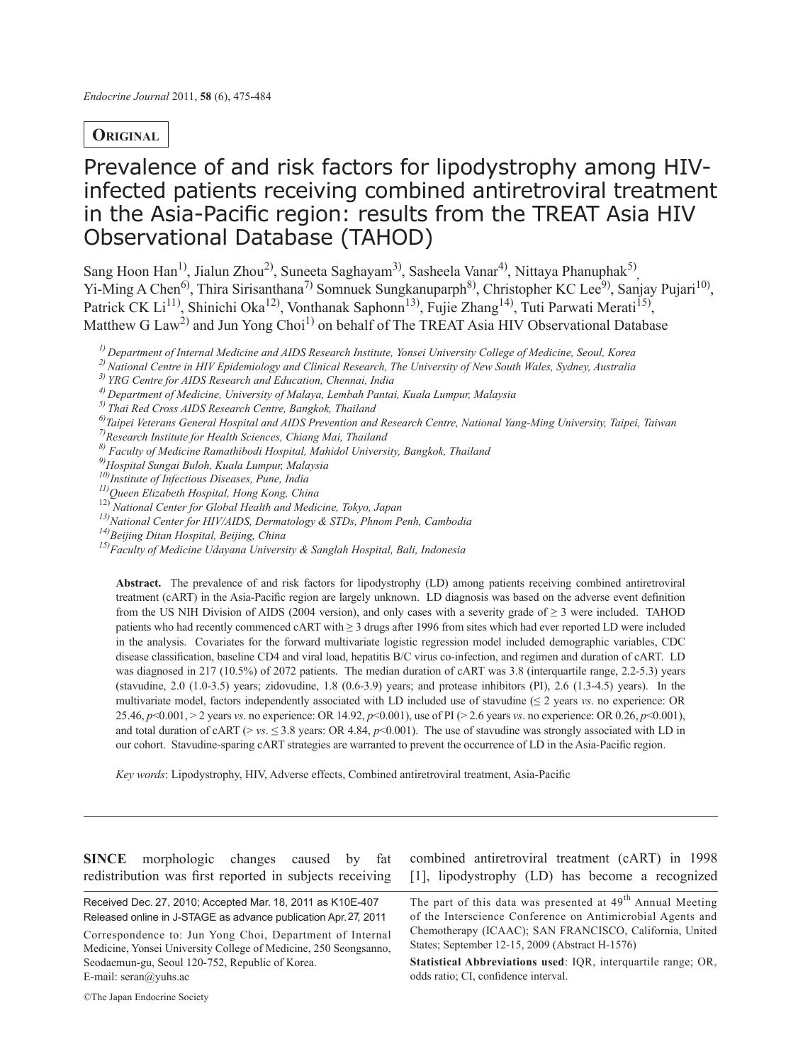**Original**

# Prevalence of and risk factors for lipodystrophy among HIV-infected patients receiving combined antiretroviral treatment in the Asia-Pacific region: results from the TREAT Asia HIV Observational Database (TAHOD)

Sang Hoon Han[1)], Jialun Zhou[2)], Suneeta Saghayam[3)], Sasheela Vanar[4)], Nittaya Phanuphak[5)], Yi-Ming A Chen[6)], Thira Sirisanthana[7)] Somnuek Sungkanuparph[8)], Christopher KC Lee[9)], Sanjay Pujari[10)], Patrick CK Li[11)], Shinichi Oka[12)], Vonthanak Saphonn[13)], Fujie Zhang[14)], Tuti Parwati Merati[15)], Matthew G Law[2)] and Jun Yong Choi[1)] on behalf of The TREAT Asia HIV Observational Database

*[1)] Department of Internal Medicine and AIDS Research Institute, Yonsei University College of Medicine, Seoul, Korea*
*[2)] National Centre in HIV Epidemiology and Clinical Research, The University of New South Wales, Sydney, Australia*
*[3)] YRG Centre for AIDS Research and Education, Chennai, India*
*[4)] Department of Medicine, University of Malaya, Lembah Pantai, Kuala Lumpur, Malaysia*
*[5)] Thai Red Cross AIDS Research Centre, Bangkok, Thailand*
*[6)] Taipei Veterans General Hospital and AIDS Prevention and Research Centre, National Yang-Ming University, Taipei, Taiwan*
*[7)] Research Institute for Health Sciences, Chiang Mai, Thailand*
*[8)] Faculty of Medicine Ramathibodi Hospital, Mahidol University, Bangkok, Thailand*
*[9)] Hospital Sungai Buloh, Kuala Lumpur, Malaysia*
*[10)] Institute of Infectious Diseases, Pune, India*
*[11)] Queen Elizabeth Hospital, Hong Kong, China*
*[12)] National Center for Global Health and Medicine, Tokyo, Japan*
*[13)] National Center for HIV/AIDS, Dermatology & STDs, Phnom Penh, Cambodia*
*[14)] Beijing Ditan Hospital, Beijing, China*
*[15)] Faculty of Medicine Udayana University & Sanglah Hospital, Bali, Indonesia*

**Abstract.** The prevalence of and risk factors for lipodystrophy (LD) among patients receiving combined antiretroviral treatment (cART) in the Asia-Pacific region are largely unknown. LD diagnosis was based on the adverse event definition from the US NIH Division of AIDS (2004 version), and only cases with a severity grade of ≥ 3 were included. TAHOD patients who had recently commenced cART with ≥ 3 drugs after 1996 from sites which had ever reported LD were included in the analysis. Covariates for the forward multivariate logistic regression model included demographic variables, CDC disease classification, baseline CD4 and viral load, hepatitis B/C virus co-infection, and regimen and duration of cART. LD was diagnosed in 217 (10.5%) of 2072 patients. The median duration of cART was 3.8 (interquartile range, 2.2-5.3) years (stavudine, 2.0 (1.0-3.5) years; zidovudine, 1.8 (0.6-3.9) years; and protease inhibitors (PI), 2.6 (1.3-4.5) years). In the multivariate model, factors independently associated with LD included use of stavudine (≤ 2 years *vs*. no experience: OR 25.46, $p<0.001$, > 2 years *vs*. no experience: OR 14.92, $p<0.001$), use of PI (> 2.6 years *vs*. no experience: OR 0.26, $p<0.001$), and total duration of cART (> *vs*. ≤ 3.8 years: OR 4.84, $p<0.001$). The use of stavudine was strongly associated with LD in our cohort. Stavudine-sparing cART strategies are warranted to prevent the occurrence of LD in the Asia-Pacific region.

*Key words*: Lipodystrophy, HIV, Adverse effects, Combined antiretroviral treatment, Asia-Pacific

**SINCE** morphologic changes caused by fat redistribution was first reported in subjects receiving combined antiretroviral treatment (cART) in 1998 [1], lipodystrophy (LD) has become a recognized

Received Dec. 27, 2010; Accepted Mar. 18, 2011 as K10E-407
Released online in J-STAGE as advance publication Apr.27, 2011

Correspondence to: Jun Yong Choi, Department of Internal Medicine, Yonsei University College of Medicine, 250 Seongsanno, Seodaemun-gu, Seoul 120-752, Republic of Korea.
E-mail: seran@yuhs.ac

The part of this data was presented at 49th Annual Meeting of the Interscience Conference on Antimicrobial Agents and Chemotherapy (ICAAC); SAN FRANCISCO, California, United States; September 12-15, 2009 (Abstract H-1576)

**Statistical Abbreviations used**: IQR, interquartile range; OR, odds ratio; CI, confidence interval.

©The Japan Endocrine Society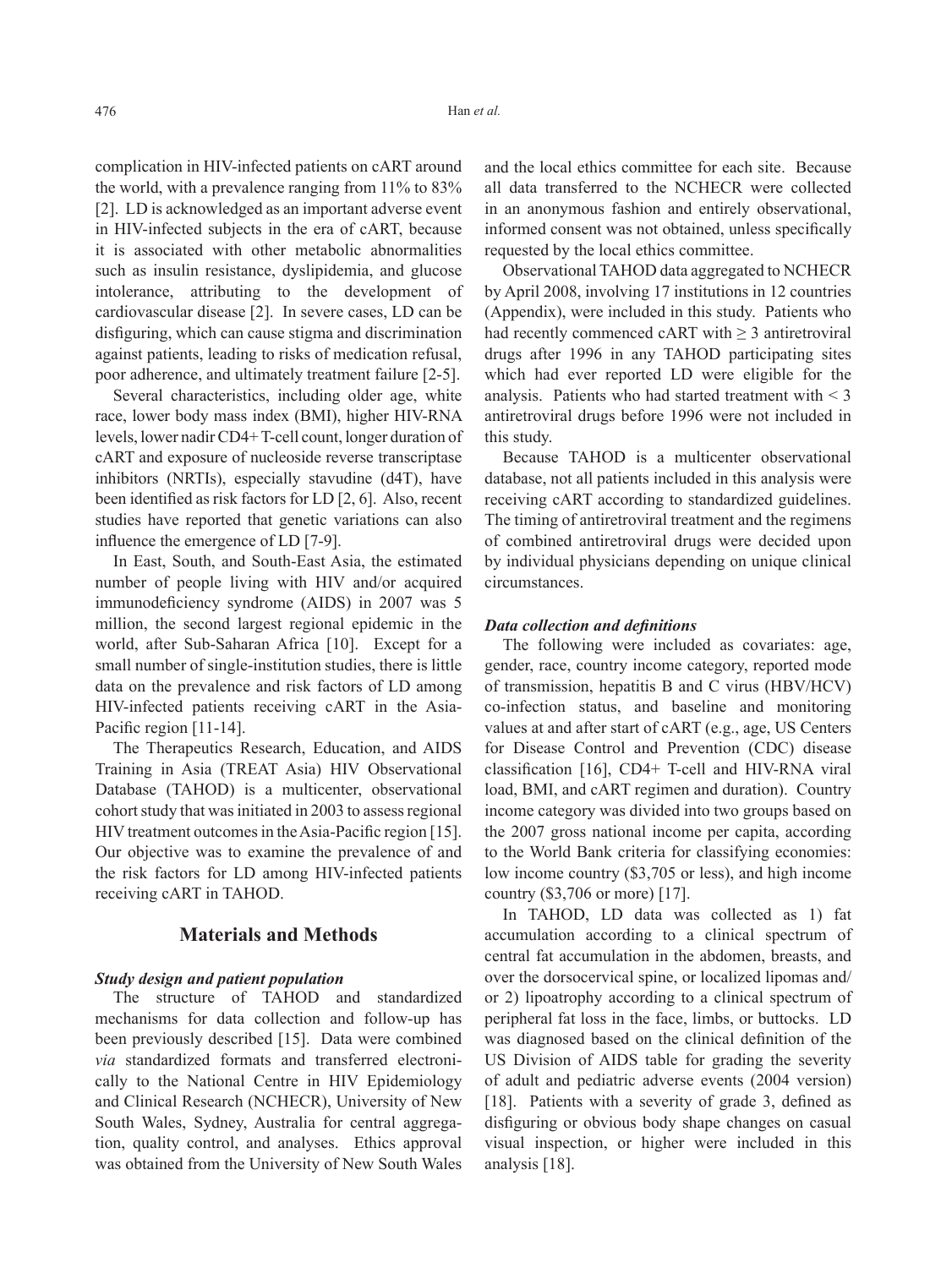complication in HIV-infected patients on cART around the world, with a prevalence ranging from 11% to 83% [2]. LD is acknowledged as an important adverse event in HIV-infected subjects in the era of cART, because it is associated with other metabolic abnormalities such as insulin resistance, dyslipidemia, and glucose intolerance, attributing to the development of cardiovascular disease [2]. In severe cases, LD can be disfiguring, which can cause stigma and discrimination against patients, leading to risks of medication refusal, poor adherence, and ultimately treatment failure [2-5].

Several characteristics, including older age, white race, lower body mass index (BMI), higher HIV-RNA levels, lower nadir CD4+ T-cell count, longer duration of cART and exposure of nucleoside reverse transcriptase inhibitors (NRTIs), especially stavudine (d4T), have been identified as risk factors for LD [2, 6]. Also, recent studies have reported that genetic variations can also influence the emergence of LD [7-9].

In East, South, and South-East Asia, the estimated number of people living with HIV and/or acquired immunodeficiency syndrome (AIDS) in 2007 was 5 million, the second largest regional epidemic in the world, after Sub-Saharan Africa [10]. Except for a small number of single-institution studies, there is little data on the prevalence and risk factors of LD among HIV-infected patients receiving cART in the Asia-Pacific region [11-14].

The Therapeutics Research, Education, and AIDS Training in Asia (TREAT Asia) HIV Observational Database (TAHOD) is a multicenter, observational cohort study that was initiated in 2003 to assess regional HIV treatment outcomes in the Asia-Pacific region [15]. Our objective was to examine the prevalence of and the risk factors for LD among HIV-infected patients receiving cART in TAHOD.

## Materials and Methods

### *Study design and patient population*

The structure of TAHOD and standardized mechanisms for data collection and follow-up has been previously described [15]. Data were combined *via* standardized formats and transferred electronically to the National Centre in HIV Epidemiology and Clinical Research (NCHECR), University of New South Wales, Sydney, Australia for central aggregation, quality control, and analyses. Ethics approval was obtained from the University of New South Wales and the local ethics committee for each site. Because all data transferred to the NCHECR were collected in an anonymous fashion and entirely observational, informed consent was not obtained, unless specifically requested by the local ethics committee.

Observational TAHOD data aggregated to NCHECR by April 2008, involving 17 institutions in 12 countries (Appendix), were included in this study. Patients who had recently commenced cART with ≥ 3 antiretroviral drugs after 1996 in any TAHOD participating sites which had ever reported LD were eligible for the analysis. Patients who had started treatment with < 3 antiretroviral drugs before 1996 were not included in this study.

Because TAHOD is a multicenter observational database, not all patients included in this analysis were receiving cART according to standardized guidelines. The timing of antiretroviral treatment and the regimens of combined antiretroviral drugs were decided upon by individual physicians depending on unique clinical circumstances.

### *Data collection and definitions*

The following were included as covariates: age, gender, race, country income category, reported mode of transmission, hepatitis B and C virus (HBV/HCV) co-infection status, and baseline and monitoring values at and after start of cART (e.g., age, US Centers for Disease Control and Prevention (CDC) disease classification [16], CD4+ T-cell and HIV-RNA viral load, BMI, and cART regimen and duration). Country income category was divided into two groups based on the 2007 gross national income per capita, according to the World Bank criteria for classifying economies: low income country ($3,705 or less), and high income country ($3,706 or more) [17].

In TAHOD, LD data was collected as 1) fat accumulation according to a clinical spectrum of central fat accumulation in the abdomen, breasts, and over the dorsocervical spine, or localized lipomas and/or 2) lipoatrophy according to a clinical spectrum of peripheral fat loss in the face, limbs, or buttocks. LD was diagnosed based on the clinical definition of the US Division of AIDS table for grading the severity of adult and pediatric adverse events (2004 version) [18]. Patients with a severity of grade 3, defined as disfiguring or obvious body shape changes on casual visual inspection, or higher were included in this analysis [18].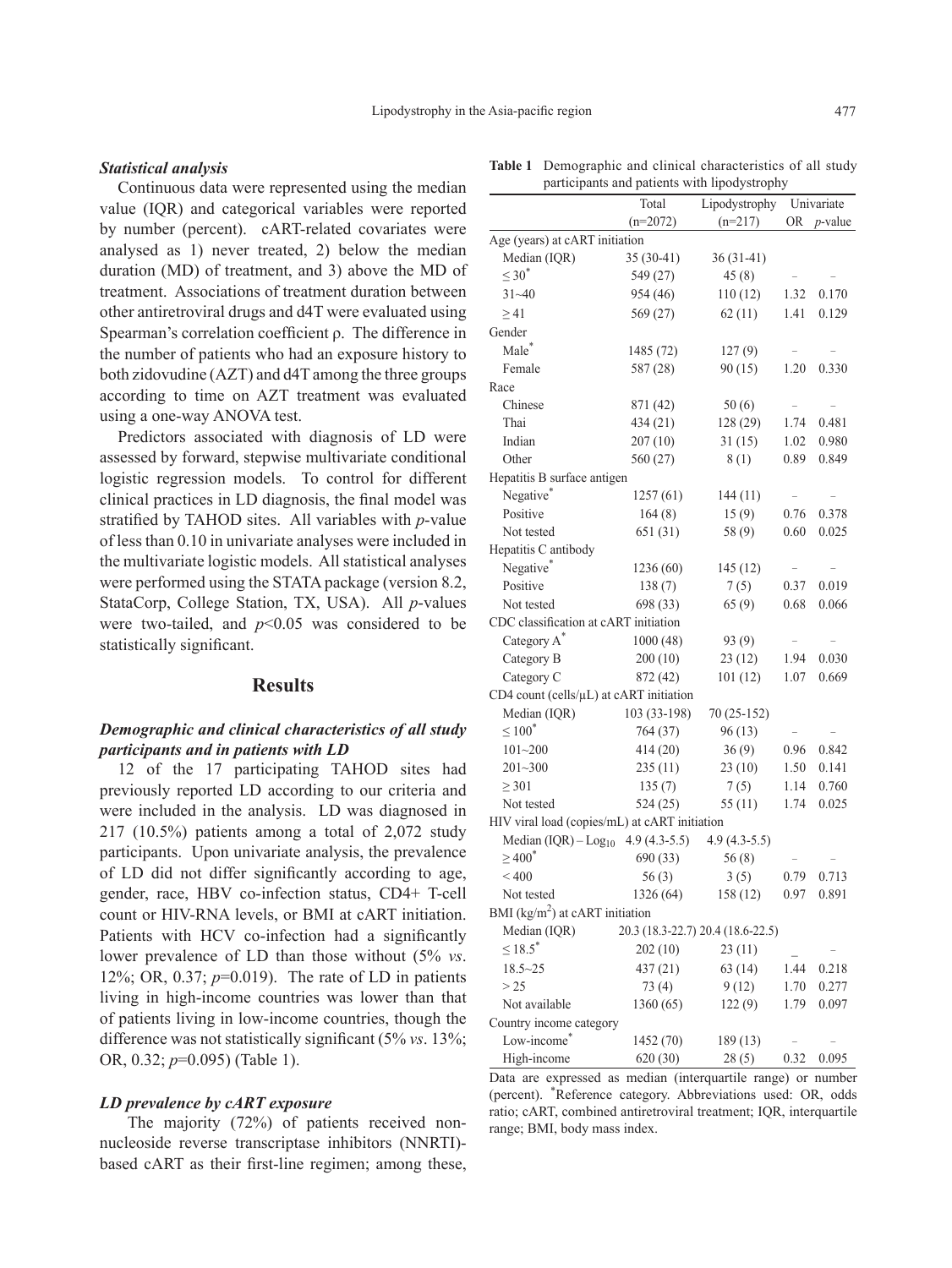### *Statistical analysis*

Continuous data were represented using the median value (IQR) and categorical variables were reported by number (percent). cART-related covariates were analysed as 1) never treated, 2) below the median duration (MD) of treatment, and 3) above the MD of treatment. Associations of treatment duration between other antiretroviral drugs and d4T were evaluated using Spearman's correlation coefficient ρ. The difference in the number of patients who had an exposure history to both zidovudine (AZT) and d4T among the three groups according to time on AZT treatment was evaluated using a one-way ANOVA test.

Predictors associated with diagnosis of LD were assessed by forward, stepwise multivariate conditional logistic regression models. To control for different clinical practices in LD diagnosis, the final model was stratified by TAHOD sites. All variables with *p*-value of less than 0.10 in univariate analyses were included in the multivariate logistic models. All statistical analyses were performed using the STATA package (version 8.2, StataCorp, College Station, TX, USA). All *p*-values were two-tailed, and $p<0.05$ was considered to be statistically significant.

## Results

### *Demographic and clinical characteristics of all study participants and in patients with LD*

12 of the 17 participating TAHOD sites had previously reported LD according to our criteria and were included in the analysis. LD was diagnosed in 217 (10.5%) patients among a total of 2,072 study participants. Upon univariate analysis, the prevalence of LD did not differ significantly according to age, gender, race, HBV co-infection status, CD4+ T-cell count or HIV-RNA levels, or BMI at cART initiation. Patients with HCV co-infection had a significantly lower prevalence of LD than those without (5% *vs*. 12%; OR, 0.37; *p*=0.019). The rate of LD in patients living in high-income countries was lower than that of patients living in low-income countries, though the difference was not statistically significant (5% *vs*. 13%; OR, 0.32; *p*=0.095) (Table 1).

### *LD prevalence by cART exposure*

The majority (72%) of patients received non-nucleoside reverse transcriptase inhibitors (NNRTI)-based cART as their first-line regimen; among these,

**Table 1** Demographic and clinical characteristics of all study participants and patients with lipodystrophy

| | Total (n=2072) | Lipodystrophy (n=217) | Univariate | |
|---|---|---|---|---|
| | | | OR | *p*-value |
| Age (years) at cART initiation | | | | |
| Median (IQR) | 35 (30-41) | 36 (31-41) | | |
| ≤ 30* | 549 (27) | 45 (8) | – | – |
| 31~40 | 954 (46) | 110 (12) | 1.32 | 0.170 |
| ≥ 41 | 569 (27) | 62 (11) | 1.41 | 0.129 |
| Gender | | | | |
| Male* | 1485 (72) | 127 (9) | – | – |
| Female | 587 (28) | 90 (15) | 1.20 | 0.330 |
| Race | | | | |
| Chinese | 871 (42) | 50 (6) | – | – |
| Thai | 434 (21) | 128 (29) | 1.74 | 0.481 |
| Indian | 207 (10) | 31 (15) | 1.02 | 0.980 |
| Other | 560 (27) | 8 (1) | 0.89 | 0.849 |
| Hepatitis B surface antigen | | | | |
| Negative* | 1257 (61) | 144 (11) | – | – |
| Positive | 164 (8) | 15 (9) | 0.76 | 0.378 |
| Not tested | 651 (31) | 58 (9) | 0.60 | 0.025 |
| Hepatitis C antibody | | | | |
| Negative* | 1236 (60) | 145 (12) | – | – |
| Positive | 138 (7) | 7 (5) | 0.37 | 0.019 |
| Not tested | 698 (33) | 65 (9) | 0.68 | 0.066 |
| CDC classification at cART initiation | | | | |
| Category A* | 1000 (48) | 93 (9) | – | – |
| Category B | 200 (10) | 23 (12) | 1.94 | 0.030 |
| Category C | 872 (42) | 101 (12) | 1.07 | 0.669 |
| CD4 count (cells/μL) at cART initiation | | | | |
| Median (IQR) | 103 (33-198) | 70 (25-152) | | |
| ≤ 100* | 764 (37) | 96 (13) | – | – |
| 101~200 | 414 (20) | 36 (9) | 0.96 | 0.842 |
| 201~300 | 235 (11) | 23 (10) | 1.50 | 0.141 |
| ≥ 301 | 135 (7) | 7 (5) | 1.14 | 0.760 |
| Not tested | 524 (25) | 55 (11) | 1.74 | 0.025 |
| HIV viral load (copies/mL) at cART initiation | | | | |
| Median (IQR) – $\text{Log}_{10}$ | 4.9 (4.3-5.5) | 4.9 (4.3-5.5) | | |
| ≥ 400* | 690 (33) | 56 (8) | – | – |
| < 400 | 56 (3) | 3 (5) | 0.79 | 0.713 |
| Not tested | 1326 (64) | 158 (12) | 0.97 | 0.891 |
| BMI ($kg/m^2$) at cART initiation | | | | |
| Median (IQR) | 20.3 (18.3-22.7) | 20.4 (18.6-22.5) | | |
| ≤ 18.5* | 202 (10) | 23 (11) | – | – |
| 18.5~25 | 437 (21) | 63 (14) | 1.44 | 0.218 |
| > 25 | 73 (4) | 9 (12) | 1.70 | 0.277 |
| Not available | 1360 (65) | 122 (9) | 1.79 | 0.097 |
| Country income category | | | | |
| Low-income* | 1452 (70) | 189 (13) | – | – |
| High-income | 620 (30) | 28 (5) | 0.32 | 0.095 |

Data are expressed as median (interquartile range) or number (percent). *Reference category. Abbreviations used: OR, odds ratio; cART, combined antiretroviral treatment; IQR, interquartile range; BMI, body mass index.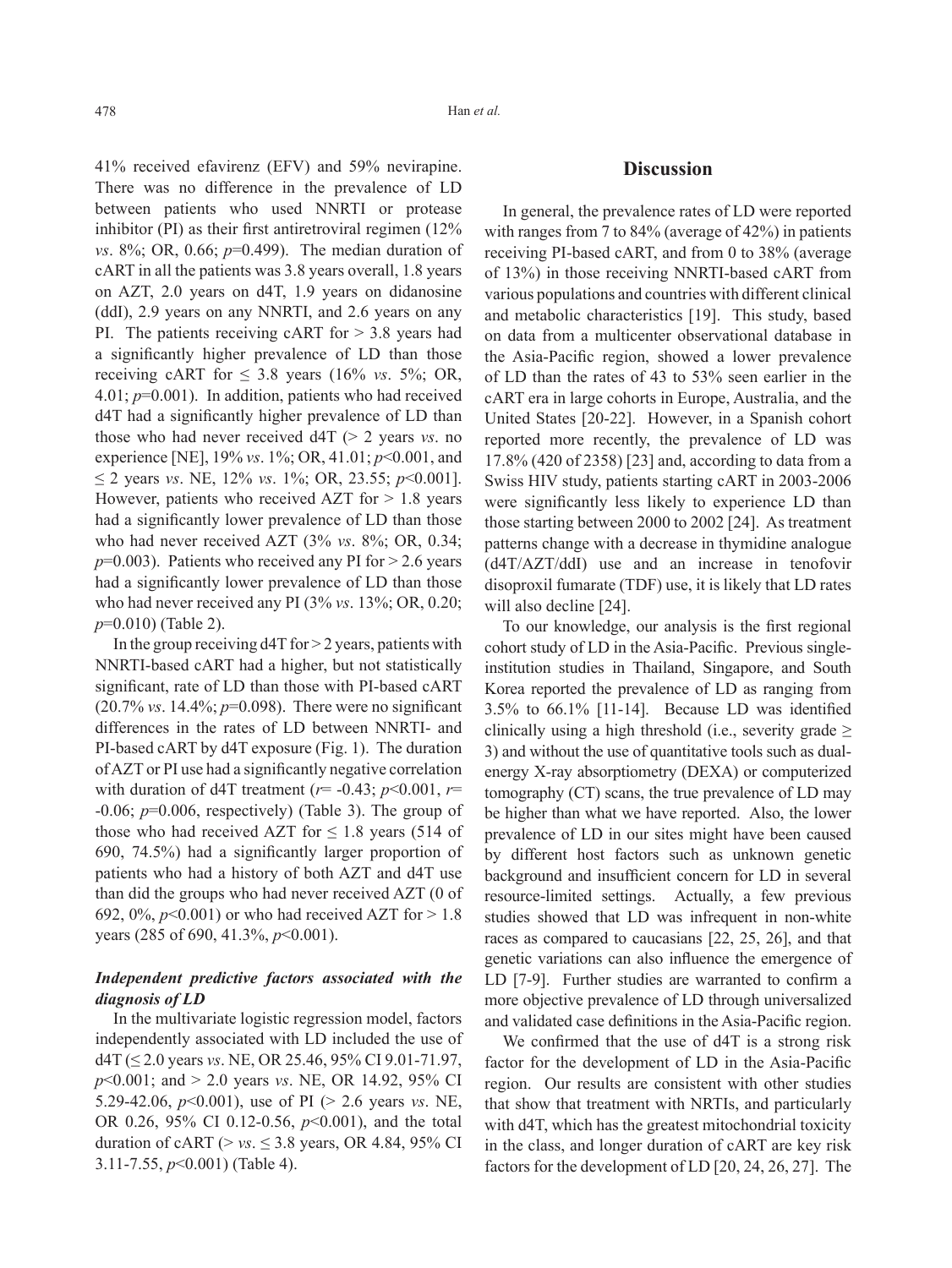41% received efavirenz (EFV) and 59% nevirapine. There was no difference in the prevalence of LD between patients who used NNRTI or protease inhibitor (PI) as their first antiretroviral regimen (12% *vs*. 8%; OR, 0.66; $p$=0.499). The median duration of cART in all the patients was 3.8 years overall, 1.8 years on AZT, 2.0 years on d4T, 1.9 years on didanosine (ddI), 2.9 years on any NNRTI, and 2.6 years on any PI. The patients receiving cART for > 3.8 years had a significantly higher prevalence of LD than those receiving cART for ≤ 3.8 years (16% *vs*. 5%; OR, 4.01; $p$=0.001). In addition, patients who had received d4T had a significantly higher prevalence of LD than those who had never received d4T (> 2 years *vs*. no experience [NE], 19% *vs*. 1%; OR, 41.01; $p$<0.001, and ≤ 2 years *vs*. NE, 12% *vs*. 1%; OR, 23.55; $p$<0.001]. However, patients who received AZT for > 1.8 years had a significantly lower prevalence of LD than those who had never received AZT (3% *vs*. 8%; OR, 0.34; $p$=0.003). Patients who received any PI for > 2.6 years had a significantly lower prevalence of LD than those who had never received any PI (3% *vs*. 13%; OR, 0.20; $p$=0.010) (Table 2).

In the group receiving d4T for > 2 years, patients with NNRTI-based cART had a higher, but not statistically significant, rate of LD than those with PI-based cART (20.7% *vs*. 14.4%; $p$=0.098). There were no significant differences in the rates of LD between NNRTI- and PI-based cART by d4T exposure (Fig. 1). The duration of AZT or PI use had a significantly negative correlation with duration of d4T treatment ($r$= -0.43; $p$<0.001, $r$= -0.06; $p$=0.006, respectively) (Table 3). The group of those who had received AZT for ≤ 1.8 years (514 of 690, 74.5%) had a significantly larger proportion of patients who had a history of both AZT and d4T use than did the groups who had never received AZT (0 of 692, 0%, $p$<0.001) or who had received AZT for > 1.8 years (285 of 690, 41.3%, $p$<0.001).

### *Independent predictive factors associated with the diagnosis of LD*

In the multivariate logistic regression model, factors independently associated with LD included the use of d4T (≤ 2.0 years *vs*. NE, OR 25.46, 95% CI 9.01-71.97, $p$<0.001; and > 2.0 years *vs*. NE, OR 14.92, 95% CI 5.29-42.06, $p$<0.001), use of PI (> 2.6 years *vs*. NE, OR 0.26, 95% CI 0.12-0.56, $p$<0.001), and the total duration of cART (> *vs*. ≤ 3.8 years, OR 4.84, 95% CI 3.11-7.55, $p$<0.001) (Table 4).

## Discussion

In general, the prevalence rates of LD were reported with ranges from 7 to 84% (average of 42%) in patients receiving PI-based cART, and from 0 to 38% (average of 13%) in those receiving NNRTI-based cART from various populations and countries with different clinical and metabolic characteristics [19]. This study, based on data from a multicenter observational database in the Asia-Pacific region, showed a lower prevalence of LD than the rates of 43 to 53% seen earlier in the cART era in large cohorts in Europe, Australia, and the United States [20-22]. However, in a Spanish cohort reported more recently, the prevalence of LD was 17.8% (420 of 2358) [23] and, according to data from a Swiss HIV study, patients starting cART in 2003-2006 were significantly less likely to experience LD than those starting between 2000 to 2002 [24]. As treatment patterns change with a decrease in thymidine analogue (d4T/AZT/ddI) use and an increase in tenofovir disoproxil fumarate (TDF) use, it is likely that LD rates will also decline [24].

To our knowledge, our analysis is the first regional cohort study of LD in the Asia-Pacific. Previous single-institution studies in Thailand, Singapore, and South Korea reported the prevalence of LD as ranging from 3.5% to 66.1% [11-14]. Because LD was identified clinically using a high threshold (i.e., severity grade ≥ 3) and without the use of quantitative tools such as dual-energy X-ray absorptiometry (DEXA) or computerized tomography (CT) scans, the true prevalence of LD may be higher than what we have reported. Also, the lower prevalence of LD in our sites might have been caused by different host factors such as unknown genetic background and insufficient concern for LD in several resource-limited settings. Actually, a few previous studies showed that LD was infrequent in non-white races as compared to caucasians [22, 25, 26], and that genetic variations can also influence the emergence of LD [7-9]. Further studies are warranted to confirm a more objective prevalence of LD through universalized and validated case definitions in the Asia-Pacific region.

We confirmed that the use of d4T is a strong risk factor for the development of LD in the Asia-Pacific region. Our results are consistent with other studies that show that treatment with NRTIs, and particularly with d4T, which has the greatest mitochondrial toxicity in the class, and longer duration of cART are key risk factors for the development of LD [20, 24, 26, 27]. The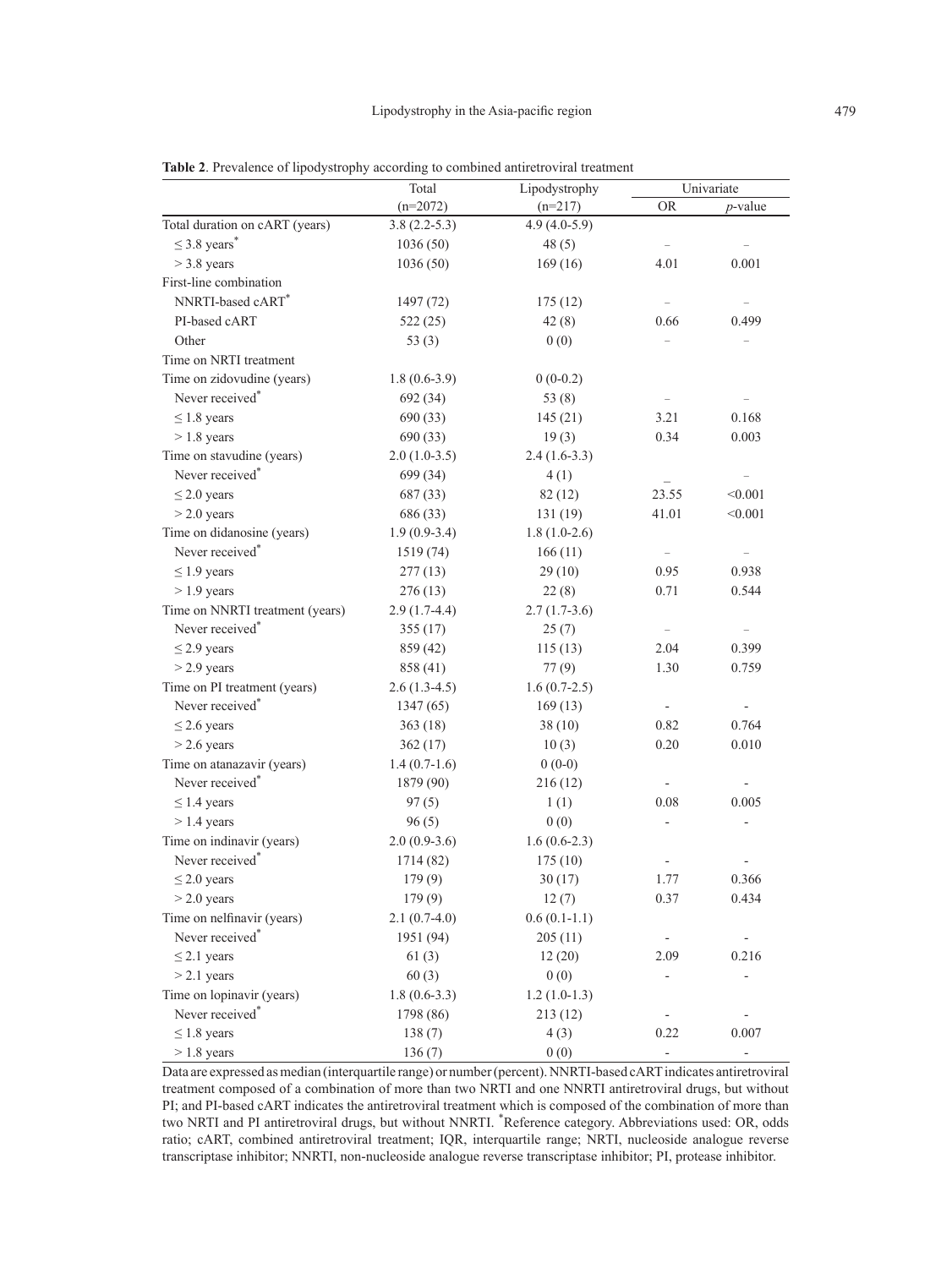**Table 2**. Prevalence of lipodystrophy according to combined antiretroviral treatment

| | Total | Lipodystrophy | Univariate | |
|---|---|---|---|---|
| | (n=2072) | (n=217) | OR | *p*-value |
| Total duration on cART (years) | 3.8 (2.2-5.3) | 4.9 (4.0-5.9) | | |
| ≤ 3.8 years* | 1036 (50) | 48 (5) | – | – |
| > 3.8 years | 1036 (50) | 169 (16) | 4.01 | 0.001 |
| First-line combination | | | | |
| NNRTI-based cART* | 1497 (72) | 175 (12) | – | – |
| PI-based cART | 522 (25) | 42 (8) | 0.66 | 0.499 |
| Other | 53 (3) | 0 (0) | – | – |
| Time on NRTI treatment | | | | |
| Time on zidovudine (years) | 1.8 (0.6-3.9) | 0 (0-0.2) | | |
| Never received* | 692 (34) | 53 (8) | – | – |
| ≤ 1.8 years | 690 (33) | 145 (21) | 3.21 | 0.168 |
| > 1.8 years | 690 (33) | 19 (3) | 0.34 | 0.003 |
| Time on stavudine (years) | 2.0 (1.0-3.5) | 2.4 (1.6-3.3) | | |
| Never received* | 699 (34) | 4 (1) | – | – |
| ≤ 2.0 years | 687 (33) | 82 (12) | 23.55 | <0.001 |
| > 2.0 years | 686 (33) | 131 (19) | 41.01 | <0.001 |
| Time on didanosine (years) | 1.9 (0.9-3.4) | 1.8 (1.0-2.6) | | |
| Never received* | 1519 (74) | 166 (11) | – | – |
| ≤ 1.9 years | 277 (13) | 29 (10) | 0.95 | 0.938 |
| > 1.9 years | 276 (13) | 22 (8) | 0.71 | 0.544 |
| Time on NNRTI treatment (years) | 2.9 (1.7-4.4) | 2.7 (1.7-3.6) | | |
| Never received* | 355 (17) | 25 (7) | – | – |
| ≤ 2.9 years | 859 (42) | 115 (13) | 2.04 | 0.399 |
| > 2.9 years | 858 (41) | 77 (9) | 1.30 | 0.759 |
| Time on PI treatment (years) | 2.6 (1.3-4.5) | 1.6 (0.7-2.5) | | |
| Never received* | 1347 (65) | 169 (13) | - | - |
| ≤ 2.6 years | 363 (18) | 38 (10) | 0.82 | 0.764 |
| > 2.6 years | 362 (17) | 10 (3) | 0.20 | 0.010 |
| Time on atanazavir (years) | 1.4 (0.7-1.6) | 0 (0-0) | | |
| Never received* | 1879 (90) | 216 (12) | - | - |
| ≤ 1.4 years | 97 (5) | 1 (1) | 0.08 | 0.005 |
| > 1.4 years | 96 (5) | 0 (0) | - | - |
| Time on indinavir (years) | 2.0 (0.9-3.6) | 1.6 (0.6-2.3) | | |
| Never received* | 1714 (82) | 175 (10) | - | - |
| ≤ 2.0 years | 179 (9) | 30 (17) | 1.77 | 0.366 |
| > 2.0 years | 179 (9) | 12 (7) | 0.37 | 0.434 |
| Time on nelfinavir (years) | 2.1 (0.7-4.0) | 0.6 (0.1-1.1) | | |
| Never received* | 1951 (94) | 205 (11) | - | - |
| ≤ 2.1 years | 61 (3) | 12 (20) | 2.09 | 0.216 |
| > 2.1 years | 60 (3) | 0 (0) | - | - |
| Time on lopinavir (years) | 1.8 (0.6-3.3) | 1.2 (1.0-1.3) | | |
| Never received* | 1798 (86) | 213 (12) | - | - |
| ≤ 1.8 years | 138 (7) | 4 (3) | 0.22 | 0.007 |
| > 1.8 years | 136 (7) | 0 (0) | - | - |

Data are expressed as median (interquartile range) or number (percent). NNRTI-based cART indicates antiretroviral treatment composed of a combination of more than two NRTI and one NNRTI antiretroviral drugs, but without PI; and PI-based cART indicates the antiretroviral treatment which is composed of the combination of more than two NRTI and PI antiretroviral drugs, but without NNRTI. *Reference category. Abbreviations used: OR, odds ratio; cART, combined antiretroviral treatment; IQR, interquartile range; NRTI, nucleoside analogue reverse transcriptase inhibitor; NNRTI, non-nucleoside analogue reverse transcriptase inhibitor; PI, protease inhibitor.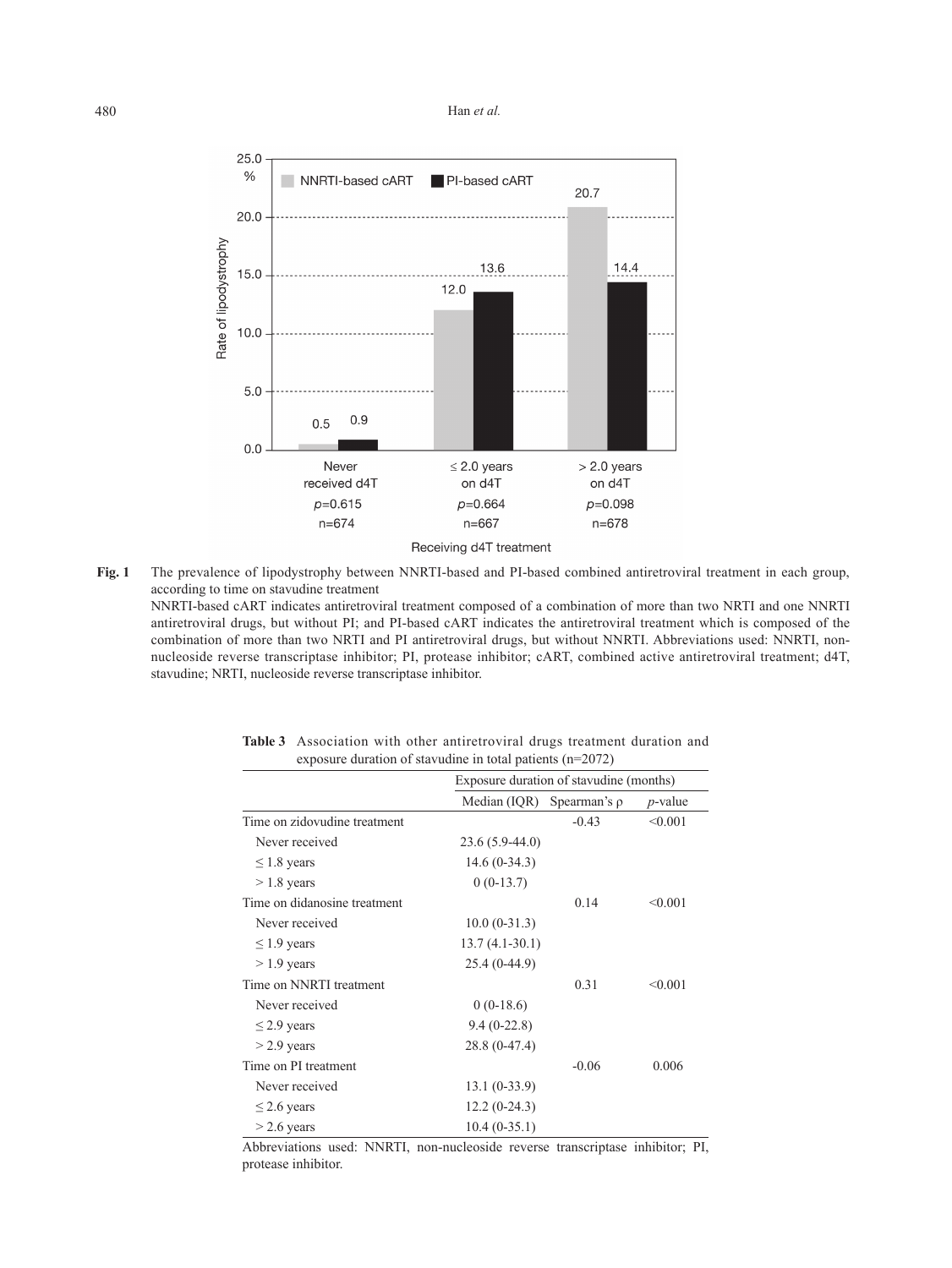**Fig. 1** The prevalence of lipodystrophy between NNRTI-based and PI-based combined antiretroviral treatment in each group, according to time on stavudine treatment

NNRTI-based cART indicates antiretroviral treatment composed of a combination of more than two NRTI and one NNRTI antiretroviral drugs, but without PI; and PI-based cART indicates the antiretroviral treatment which is composed of the combination of more than two NRTI and PI antiretroviral drugs, but without NNRTI. Abbreviations used: NNRTI, non-nucleoside reverse transcriptase inhibitor; PI, protease inhibitor; cART, combined active antiretroviral treatment; d4T, stavudine; NRTI, nucleoside reverse transcriptase inhibitor.

**Table 3** Association with other antiretroviral drugs treatment duration and exposure duration of stavudine in total patients (n=2072)

| | Exposure duration of stavudine (months) | | |
|---|---|---|---|
| | Median (IQR) | Spearman's ρ | *p*-value |
| Time on zidovudine treatment | | -0.43 | <0.001 |
| Never received | 23.6 (5.9-44.0) | | |
| ≤ 1.8 years | 14.6 (0-34.3) | | |
| > 1.8 years | 0 (0-13.7) | | |
| Time on didanosine treatment | | 0.14 | <0.001 |
| Never received | 10.0 (0-31.3) | | |
| ≤ 1.9 years | 13.7 (4.1-30.1) | | |
| > 1.9 years | 25.4 (0-44.9) | | |
| Time on NNRTI treatment | | 0.31 | <0.001 |
| Never received | 0 (0-18.6) | | |
| ≤ 2.9 years | 9.4 (0-22.8) | | |
| > 2.9 years | 28.8 (0-47.4) | | |
| Time on PI treatment | | -0.06 | 0.006 |
| Never received | 13.1 (0-33.9) | | |
| ≤ 2.6 years | 12.2 (0-24.3) | | |
| > 2.6 years | 10.4 (0-35.1) | | |

Abbreviations used: NNRTI, non-nucleoside reverse transcriptase inhibitor; PI, protease inhibitor.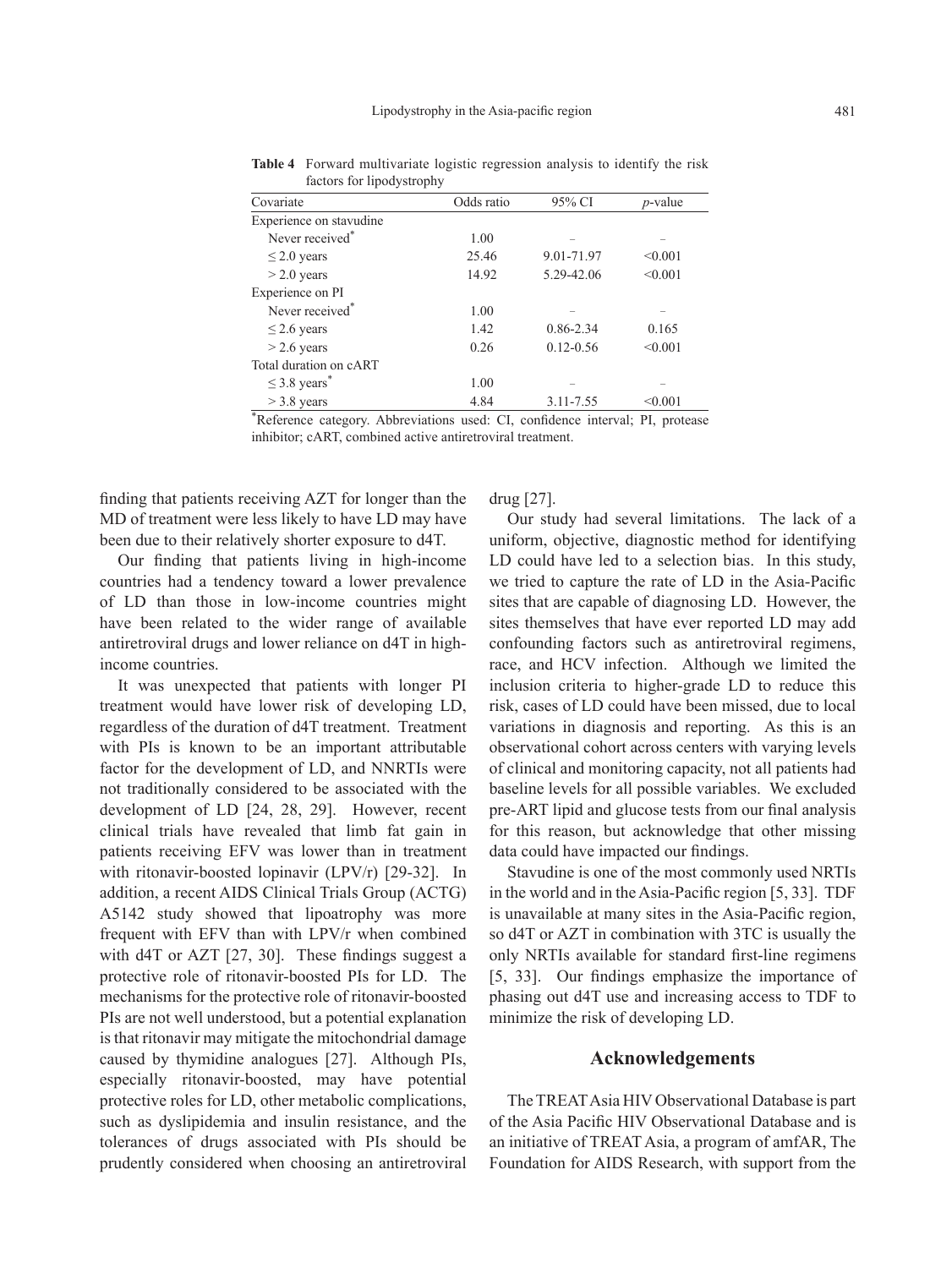**Table 4** Forward multivariate logistic regression analysis to identify the risk factors for lipodystrophy

| Covariate | Odds ratio | 95% CI | *p*-value |
|---|---|---|---|
| Experience on stavudine | | | |
| Never received* | 1.00 | – | – |
| ≤ 2.0 years | 25.46 | 9.01-71.97 | <0.001 |
| > 2.0 years | 14.92 | 5.29-42.06 | <0.001 |
| Experience on PI | | | |
| Never received* | 1.00 | – | – |
| ≤ 2.6 years | 1.42 | 0.86-2.34 | 0.165 |
| > 2.6 years | 0.26 | 0.12-0.56 | <0.001 |
| Total duration on cART | | | |
| ≤ 3.8 years* | 1.00 | – | – |
| > 3.8 years | 4.84 | 3.11-7.55 | <0.001 |

*Reference category. Abbreviations used: CI, confidence interval; PI, protease inhibitor; cART, combined active antiretroviral treatment.

finding that patients receiving AZT for longer than the MD of treatment were less likely to have LD may have been due to their relatively shorter exposure to d4T.

Our finding that patients living in high-income countries had a tendency toward a lower prevalence of LD than those in low-income countries might have been related to the wider range of available antiretroviral drugs and lower reliance on d4T in high-income countries.

It was unexpected that patients with longer PI treatment would have lower risk of developing LD, regardless of the duration of d4T treatment. Treatment with PIs is known to be an important attributable factor for the development of LD, and NNRTIs were not traditionally considered to be associated with the development of LD [24, 28, 29]. However, recent clinical trials have revealed that limb fat gain in patients receiving EFV was lower than in treatment with ritonavir-boosted lopinavir (LPV/r) [29-32]. In addition, a recent AIDS Clinical Trials Group (ACTG) A5142 study showed that lipoatrophy was more frequent with EFV than with LPV/r when combined with d4T or AZT [27, 30]. These findings suggest a protective role of ritonavir-boosted PIs for LD. The mechanisms for the protective role of ritonavir-boosted PIs are not well understood, but a potential explanation is that ritonavir may mitigate the mitochondrial damage caused by thymidine analogues [27]. Although PIs, especially ritonavir-boosted, may have potential protective roles for LD, other metabolic complications, such as dyslipidemia and insulin resistance, and the tolerances of drugs associated with PIs should be prudently considered when choosing an antiretroviral drug [27].

Our study had several limitations. The lack of a uniform, objective, diagnostic method for identifying LD could have led to a selection bias. In this study, we tried to capture the rate of LD in the Asia-Pacific sites that are capable of diagnosing LD. However, the sites themselves that have ever reported LD may add confounding factors such as antiretroviral regimens, race, and HCV infection. Although we limited the inclusion criteria to higher-grade LD to reduce this risk, cases of LD could have been missed, due to local variations in diagnosis and reporting. As this is an observational cohort across centers with varying levels of clinical and monitoring capacity, not all patients had baseline levels for all possible variables. We excluded pre-ART lipid and glucose tests from our final analysis for this reason, but acknowledge that other missing data could have impacted our findings.

Stavudine is one of the most commonly used NRTIs in the world and in the Asia-Pacific region [5, 33]. TDF is unavailable at many sites in the Asia-Pacific region, so d4T or AZT in combination with 3TC is usually the only NRTIs available for standard first-line regimens [5, 33]. Our findings emphasize the importance of phasing out d4T use and increasing access to TDF to minimize the risk of developing LD.

## Acknowledgements

The TREAT Asia HIV Observational Database is part of the Asia Pacific HIV Observational Database and is an initiative of TREAT Asia, a program of amfAR, The Foundation for AIDS Research, with support from the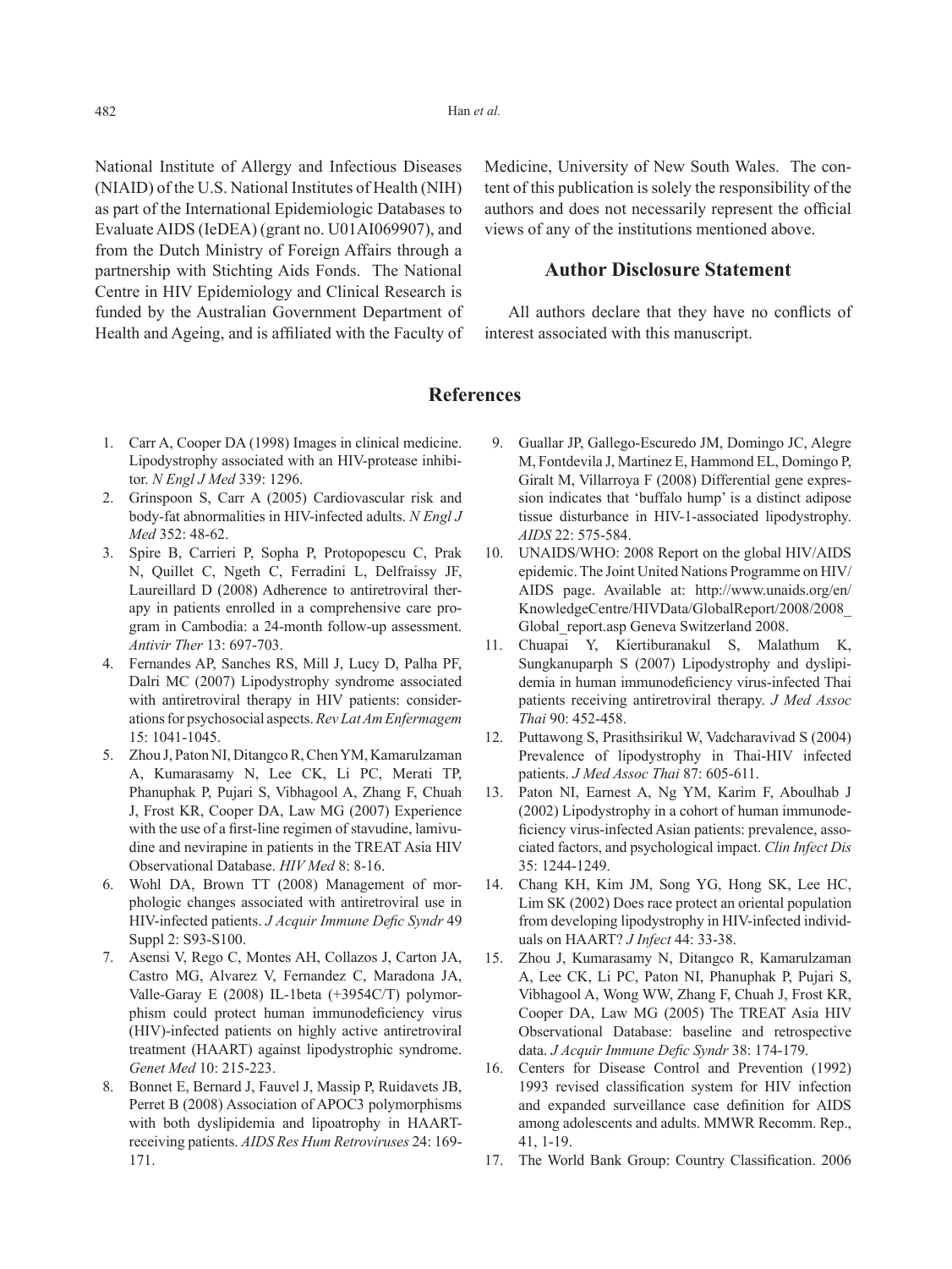National Institute of Allergy and Infectious Diseases (NIAID) of the U.S. National Institutes of Health (NIH) as part of the International Epidemiologic Databases to Evaluate AIDS (IeDEA) (grant no. U01AI069907), and from the Dutch Ministry of Foreign Affairs through a partnership with Stichting Aids Fonds. The National Centre in HIV Epidemiology and Clinical Research is funded by the Australian Government Department of Health and Ageing, and is affiliated with the Faculty of Medicine, University of New South Wales. The content of this publication is solely the responsibility of the authors and does not necessarily represent the official views of any of the institutions mentioned above.

## Author Disclosure Statement

All authors declare that they have no conflicts of interest associated with this manuscript.

## References

1. Carr A, Cooper DA (1998) Images in clinical medicine. Lipodystrophy associated with an HIV-protease inhibitor. *N Engl J Med* 339: 1296.
2. Grinspoon S, Carr A (2005) Cardiovascular risk and body-fat abnormalities in HIV-infected adults. *N Engl J Med* 352: 48-62.
3. Spire B, Carrieri P, Sopha P, Protopopescu C, Prak N, Quillet C, Ngeth C, Ferradini L, Delfraissy JF, Laureillard D (2008) Adherence to antiretroviral therapy in patients enrolled in a comprehensive care program in Cambodia: a 24-month follow-up assessment. *Antivir Ther* 13: 697-703.
4. Fernandes AP, Sanches RS, Mill J, Lucy D, Palha PF, Dalri MC (2007) Lipodystrophy syndrome associated with antiretroviral therapy in HIV patients: considerations for psychosocial aspects. *Rev Lat Am Enfermagem* 15: 1041-1045.
5. Zhou J, Paton NI, Ditangco R, Chen YM, Kamarulzaman A, Kumarasamy N, Lee CK, Li PC, Merati TP, Phanuphak P, Pujari S, Vibhagool A, Zhang F, Chuah J, Frost KR, Cooper DA, Law MG (2007) Experience with the use of a first-line regimen of stavudine, lamivudine and nevirapine in patients in the TREAT Asia HIV Observational Database. *HIV Med* 8: 8-16.
6. Wohl DA, Brown TT (2008) Management of morphologic changes associated with antiretroviral use in HIV-infected patients. *J Acquir Immune Defic Syndr* 49 Suppl 2: S93-S100.
7. Asensi V, Rego C, Montes AH, Collazos J, Carton JA, Castro MG, Alvarez V, Fernandez C, Maradona JA, Valle-Garay E (2008) IL-1beta (+3954C/T) polymorphism could protect human immunodeficiency virus (HIV)-infected patients on highly active antiretroviral treatment (HAART) against lipodystrophic syndrome. *Genet Med* 10: 215-223.
8. Bonnet E, Bernard J, Fauvel J, Massip P, Ruidavets JB, Perret B (2008) Association of APOC3 polymorphisms with both dyslipidemia and lipoatrophy in HAART-receiving patients. *AIDS Res Hum Retroviruses* 24: 169-171.
9. Guallar JP, Gallego-Escuredo JM, Domingo JC, Alegre M, Fontdevila J, Martinez E, Hammond EL, Domingo P, Giralt M, Villarroya F (2008) Differential gene expression indicates that 'buffalo hump' is a distinct adipose tissue disturbance in HIV-1-associated lipodystrophy. *AIDS* 22: 575-584.
10. UNAIDS/WHO: 2008 Report on the global HIV/AIDS epidemic. The Joint United Nations Programme on HIV/AIDS page. Available at: http://www.unaids.org/en/KnowledgeCentre/HIVData/GlobalReport/2008/2008_Global_report.asp Geneva Switzerland 2008.
11. Chuapai Y, Kiertiburanakul S, Malathum K, Sungkanuparph S (2007) Lipodystrophy and dyslipidemia in human immunodeficiency virus-infected Thai patients receiving antiretroviral therapy. *J Med Assoc Thai* 90: 452-458.
12. Puttawong S, Prasithsirikul W, Vadcharavivad S (2004) Prevalence of lipodystrophy in Thai-HIV infected patients. *J Med Assoc Thai* 87: 605-611.
13. Paton NI, Earnest A, Ng YM, Karim F, Aboulhab J (2002) Lipodystrophy in a cohort of human immunodeficiency virus-infected Asian patients: prevalence, associated factors, and psychological impact. *Clin Infect Dis* 35: 1244-1249.
14. Chang KH, Kim JM, Song YG, Hong SK, Lee HC, Lim SK (2002) Does race protect an oriental population from developing lipodystrophy in HIV-infected individuals on HAART? *J Infect* 44: 33-38.
15. Zhou J, Kumarasamy N, Ditangco R, Kamarulzaman A, Lee CK, Li PC, Paton NI, Phanuphak P, Pujari S, Vibhagool A, Wong WW, Zhang F, Chuah J, Frost KR, Cooper DA, Law MG (2005) The TREAT Asia HIV Observational Database: baseline and retrospective data. *J Acquir Immune Defic Syndr* 38: 174-179.
16. Centers for Disease Control and Prevention (1992) 1993 revised classification system for HIV infection and expanded surveillance case definition for AIDS among adolescents and adults. MMWR Recomm. Rep., 41, 1-19.
17. The World Bank Group: Country Classification. 2006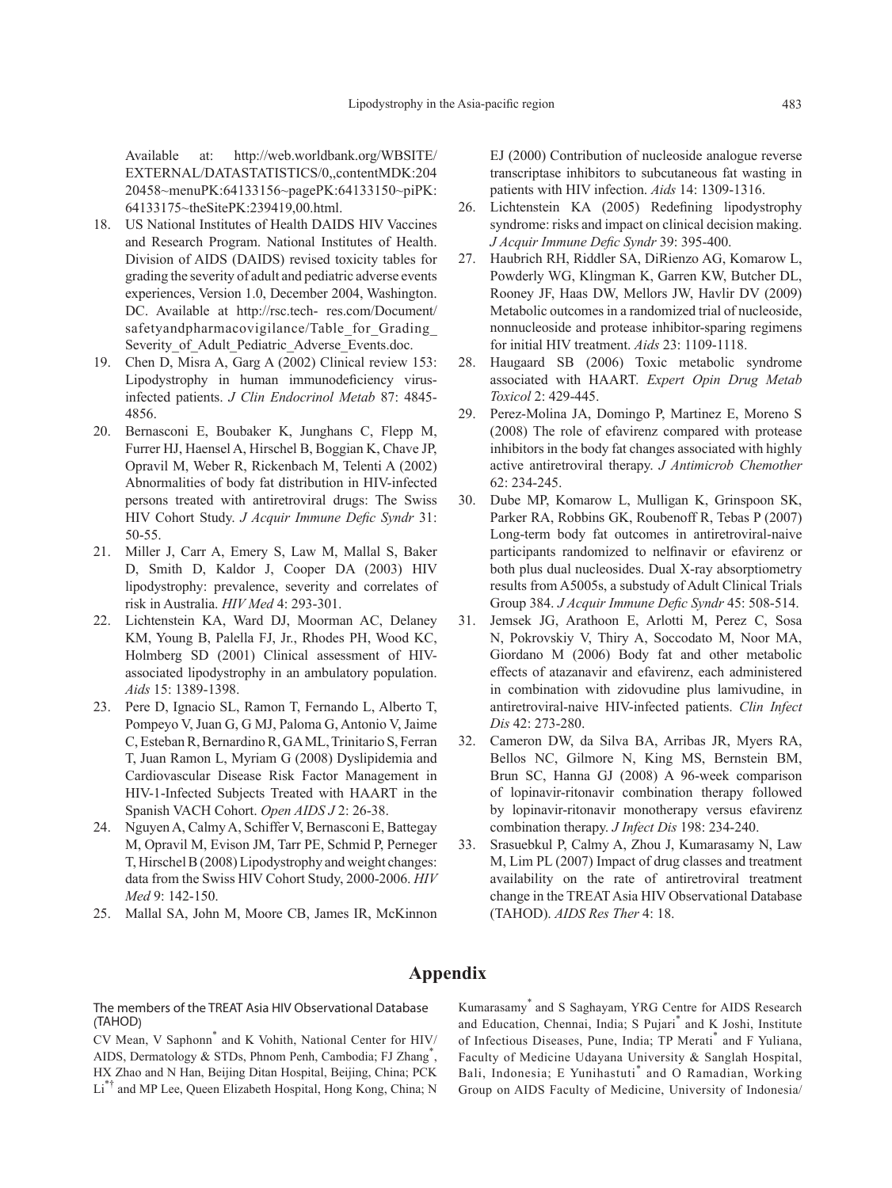Available at: http://web.worldbank.org/WBSITE/EXTERNAL/DATASTATISTICS/0,,contentMDK:20420458~menuPK:64133156~pagePK:64133150~piPK:64133175~theSitePK:239419,00.html.

18. US National Institutes of Health DAIDS HIV Vaccines and Research Program. National Institutes of Health. Division of AIDS (DAIDS) revised toxicity tables for grading the severity of adult and pediatric adverse events experiences, Version 1.0, December 2004, Washington. DC. Available at http://rsc.tech- res.com/Document/safetyandpharmacovigilance/Table_for_Grading_Severity_of_Adult_Pediatric_Adverse_Events.doc.
19. Chen D, Misra A, Garg A (2002) Clinical review 153: Lipodystrophy in human immunodeficiency virus-infected patients. *J Clin Endocrinol Metab* 87: 4845-4856.
20. Bernasconi E, Boubaker K, Junghans C, Flepp M, Furrer HJ, Haensel A, Hirschel B, Boggian K, Chave JP, Opravil M, Weber R, Rickenbach M, Telenti A (2002) Abnormalities of body fat distribution in HIV-infected persons treated with antiretroviral drugs: The Swiss HIV Cohort Study. *J Acquir Immune Defic Syndr* 31: 50-55.
21. Miller J, Carr A, Emery S, Law M, Mallal S, Baker D, Smith D, Kaldor J, Cooper DA (2003) HIV lipodystrophy: prevalence, severity and correlates of risk in Australia. *HIV Med* 4: 293-301.
22. Lichtenstein KA, Ward DJ, Moorman AC, Delaney KM, Young B, Palella FJ, Jr., Rhodes PH, Wood KC, Holmberg SD (2001) Clinical assessment of HIV-associated lipodystrophy in an ambulatory population. *Aids* 15: 1389-1398.
23. Pere D, Ignacio SL, Ramon T, Fernando L, Alberto T, Pompeyo V, Juan G, G MJ, Paloma G, Antonio V, Jaime C, Esteban R, Bernardino R, GA ML, Trinitario S, Ferran T, Juan Ramon L, Myriam G (2008) Dyslipidemia and Cardiovascular Disease Risk Factor Management in HIV-1-Infected Subjects Treated with HAART in the Spanish VACH Cohort. *Open AIDS J* 2: 26-38.
24. Nguyen A, Calmy A, Schiffer V, Bernasconi E, Battegay M, Opravil M, Evison JM, Tarr PE, Schmid P, Perneger T, Hirschel B (2008) Lipodystrophy and weight changes: data from the Swiss HIV Cohort Study, 2000-2006. *HIV Med* 9: 142-150.
25. Mallal SA, John M, Moore CB, James IR, McKinnon EJ (2000) Contribution of nucleoside analogue reverse transcriptase inhibitors to subcutaneous fat wasting in patients with HIV infection. *Aids* 14: 1309-1316.
26. Lichtenstein KA (2005) Redefining lipodystrophy syndrome: risks and impact on clinical decision making. *J Acquir Immune Defic Syndr* 39: 395-400.
27. Haubrich RH, Riddler SA, DiRienzo AG, Komarow L, Powderly WG, Klingman K, Garren KW, Butcher DL, Rooney JF, Haas DW, Mellors JW, Havlir DV (2009) Metabolic outcomes in a randomized trial of nucleoside, nonnucleoside and protease inhibitor-sparing regimens for initial HIV treatment. *Aids* 23: 1109-1118.
28. Haugaard SB (2006) Toxic metabolic syndrome associated with HAART. *Expert Opin Drug Metab Toxicol* 2: 429-445.
29. Perez-Molina JA, Domingo P, Martinez E, Moreno S (2008) The role of efavirenz compared with protease inhibitors in the body fat changes associated with highly active antiretroviral therapy. *J Antimicrob Chemother* 62: 234-245.
30. Dube MP, Komarow L, Mulligan K, Grinspoon SK, Parker RA, Robbins GK, Roubenoff R, Tebas P (2007) Long-term body fat outcomes in antiretroviral-naive participants randomized to nelfinavir or efavirenz or both plus dual nucleosides. Dual X-ray absorptiometry results from A5005s, a substudy of Adult Clinical Trials Group 384. *J Acquir Immune Defic Syndr* 45: 508-514.
31. Jemsek JG, Arathoon E, Arlotti M, Perez C, Sosa N, Pokrovskiy V, Thiry A, Soccodato M, Noor MA, Giordano M (2006) Body fat and other metabolic effects of atazanavir and efavirenz, each administered in combination with zidovudine plus lamivudine, in antiretroviral-naive HIV-infected patients. *Clin Infect Dis* 42: 273-280.
32. Cameron DW, da Silva BA, Arribas JR, Myers RA, Bellos NC, Gilmore N, King MS, Bernstein BM, Brun SC, Hanna GJ (2008) A 96-week comparison of lopinavir-ritonavir combination therapy followed by lopinavir-ritonavir monotherapy versus efavirenz combination therapy. *J Infect Dis* 198: 234-240.
33. Srasuebkul P, Calmy A, Zhou J, Kumarasamy N, Law M, Lim PL (2007) Impact of drug classes and treatment availability on the rate of antiretroviral treatment change in the TREAT Asia HIV Observational Database (TAHOD). *AIDS Res Ther* 4: 18.

## Appendix

### The members of the TREAT Asia HIV Observational Database (TAHOD)

CV Mean, V Saphonn* and K Vohith, National Center for HIV/AIDS, Dermatology & STDs, Phnom Penh, Cambodia; FJ Zhang*, HX Zhao and N Han, Beijing Ditan Hospital, Beijing, China; PCK Li*† and MP Lee, Queen Elizabeth Hospital, Hong Kong, China; N Kumarasamy* and S Saghayam, YRG Centre for AIDS Research and Education, Chennai, India; S Pujari* and K Joshi, Institute of Infectious Diseases, Pune, India; TP Merati* and F Yuliana, Faculty of Medicine Udayana University & Sanglah Hospital, Bali, Indonesia; E Yunihastuti* and O Ramadian, Working Group on AIDS Faculty of Medicine, University of Indonesia/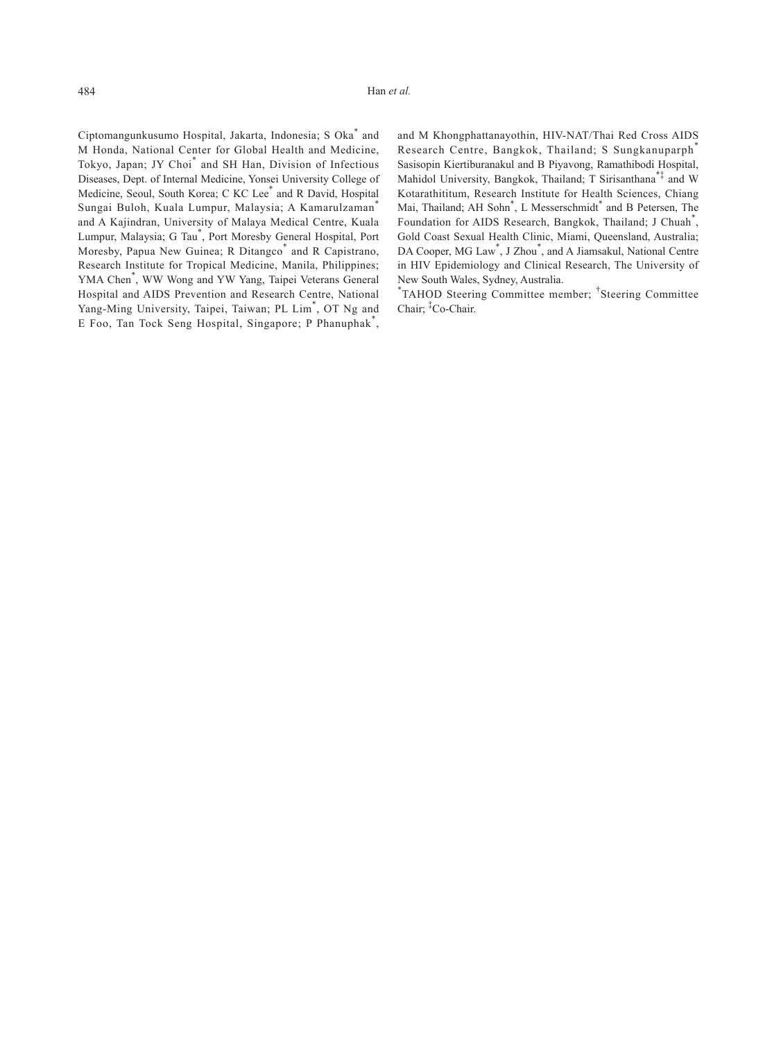Ciptomangunkusumo Hospital, Jakarta, Indonesia; S Oka[*] and M Honda, National Center for Global Health and Medicine, Tokyo, Japan; JY Choi[*] and SH Han, Division of Infectious Diseases, Dept. of Internal Medicine, Yonsei University College of Medicine, Seoul, South Korea; C KC Lee[*] and R David, Hospital Sungai Buloh, Kuala Lumpur, Malaysia; A Kamarulzaman[*] and A Kajindran, University of Malaya Medical Centre, Kuala Lumpur, Malaysia; G Tau[*], Port Moresby General Hospital, Port Moresby, Papua New Guinea; R Ditangco[*] and R Capistrano, Research Institute for Tropical Medicine, Manila, Philippines; YMA Chen[*], WW Wong and YW Yang, Taipei Veterans General Hospital and AIDS Prevention and Research Centre, National Yang-Ming University, Taipei, Taiwan; PL Lim[*], OT Ng and E Foo, Tan Tock Seng Hospital, Singapore; P Phanuphak[*], and M Khongphattanayothin, HIV-NAT/Thai Red Cross AIDS Research Centre, Bangkok, Thailand; S Sungkanuparph[*] Sasisopin Kiertiburanakul and B Piyavong, Ramathibodi Hospital, Mahidol University, Bangkok, Thailand; T Sirisanthana[*‡] and W Kotarathititum, Research Institute for Health Sciences, Chiang Mai, Thailand; AH Sohn[*], L Messerschmidt[*] and B Petersen, The Foundation for AIDS Research, Bangkok, Thailand; J Chuah[*], Gold Coast Sexual Health Clinic, Miami, Queensland, Australia; DA Cooper, MG Law[*], J Zhou[*], and A Jiamsakul, National Centre in HIV Epidemiology and Clinical Research, The University of New South Wales, Sydney, Australia.

[*]TAHOD Steering Committee member; [†]Steering Committee Chair; [‡]Co-Chair.